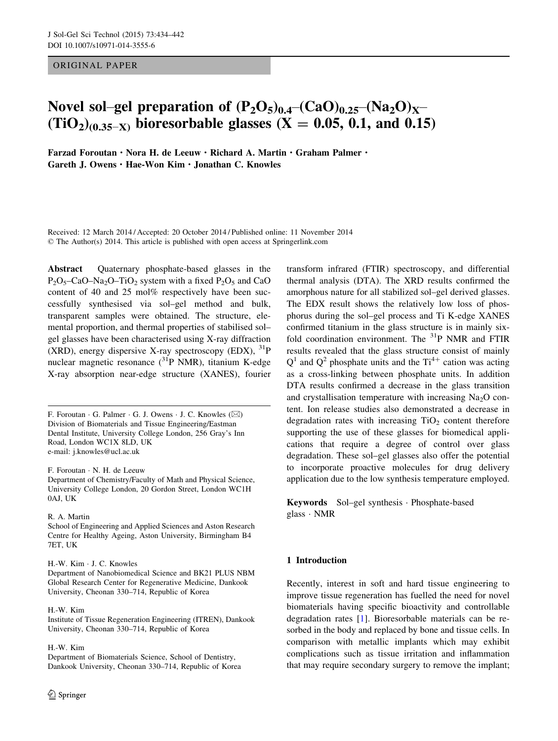ORIGINAL PAPER

# Novel sol–gel preparation of $(P_2O_5)_{0.4}$–$(CaO)_{0.25}$–$(Na_2O)_X$–$(TiO_2)_{(0.35-X)}$ bioresorbable glasses (X = 0.05, 0.1, and 0.15)

Farzad Foroutan · Nora H. de Leeuw · Richard A. Martin · Graham Palmer · Gareth J. Owens · Hae-Won Kim · Jonathan C. Knowles

Received: 12 March 2014 / Accepted: 20 October 2014 / Published online: 11 November 2014
© The Author(s) 2014. This article is published with open access at Springerlink.com

**Abstract** Quaternary phosphate-based glasses in the $P_2O_5$–CaO–$Na_2O$–$TiO_2$ system with a fixed $P_2O_5$ and CaO content of 40 and 25 mol% respectively have been successfully synthesised via sol–gel method and bulk, transparent samples were obtained. The structure, elemental proportion, and thermal properties of stabilised sol–gel glasses have been characterised using X-ray diffraction (XRD), energy dispersive X-ray spectroscopy (EDX), $^{31}$P nuclear magnetic resonance ($^{31}$P NMR), titanium K-edge X-ray absorption near-edge structure (XANES), fourier transform infrared (FTIR) spectroscopy, and differential thermal analysis (DTA). The XRD results confirmed the amorphous nature for all stabilized sol–gel derived glasses. The EDX result shows the relatively low loss of phosphorus during the sol–gel process and Ti K-edge XANES confirmed titanium in the glass structure is in mainly six-fold coordination environment. The $^{31}$P NMR and FTIR results revealed that the glass structure consist of mainly $Q^1$ and $Q^2$ phosphate units and the $Ti^{4+}$ cation was acting as a cross-linking between phosphate units. In addition DTA results confirmed a decrease in the glass transition and crystallisation temperature with increasing $Na_2O$ content. Ion release studies also demonstrated a decrease in degradation rates with increasing $TiO_2$ content therefore supporting the use of these glasses for biomedical applications that require a degree of control over glass degradation. These sol–gel glasses also offer the potential to incorporate proactive molecules for drug delivery application due to the low synthesis temperature employed.

**Keywords** Sol–gel synthesis · Phosphate-based glass · NMR

F. Foroutan · G. Palmer · G. J. Owens · J. C. Knowles (✉)
Division of Biomaterials and Tissue Engineering/Eastman Dental Institute, University College London, 256 Gray's Inn Road, London WC1X 8LD, UK
e-mail: j.knowles@ucl.ac.uk

F. Foroutan · N. H. de Leeuw
Department of Chemistry/Faculty of Math and Physical Science, University College London, 20 Gordon Street, London WC1H 0AJ, UK

R. A. Martin
School of Engineering and Applied Sciences and Aston Research Centre for Healthy Ageing, Aston University, Birmingham B4 7ET, UK

H.-W. Kim · J. C. Knowles
Department of Nanobiomedical Science and BK21 PLUS NBM Global Research Center for Regenerative Medicine, Dankook University, Cheonan 330–714, Republic of Korea

H.-W. Kim
Institute of Tissue Regeneration Engineering (ITREN), Dankook University, Cheonan 330–714, Republic of Korea

H.-W. Kim
Department of Biomaterials Science, School of Dentistry, Dankook University, Cheonan 330–714, Republic of Korea

## 1 Introduction

Recently, interest in soft and hard tissue engineering to improve tissue regeneration has fuelled the need for novel biomaterials having specific bioactivity and controllable degradation rates [1]. Bioresorbable materials can be resorbed in the body and replaced by bone and tissue cells. In comparison with metallic implants which may exhibit complications such as tissue irritation and inflammation that may require secondary surgery to remove the implant;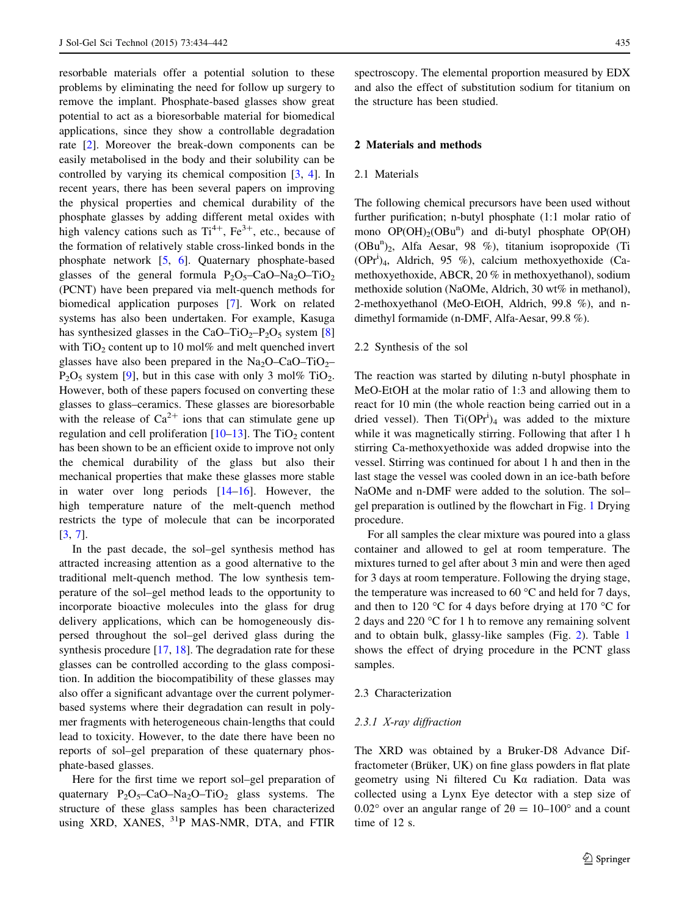resorbable materials offer a potential solution to these problems by eliminating the need for follow up surgery to remove the implant. Phosphate-based glasses show great potential to act as a bioresorbable material for biomedical applications, since they show a controllable degradation rate [2]. Moreover the break-down components can be easily metabolised in the body and their solubility can be controlled by varying its chemical composition [3, 4]. In recent years, there has been several papers on improving the physical properties and chemical durability of the phosphate glasses by adding different metal oxides with high valency cations such as $Ti^{4+}$, $Fe^{3+}$, etc., because of the formation of relatively stable cross-linked bonds in the phosphate network [5, 6]. Quaternary phosphate-based glasses of the general formula $P_2O_5$–CaO–$Na_2O$–$TiO_2$ (PCNT) have been prepared via melt-quench methods for biomedical application purposes [7]. Work on related systems has also been undertaken. For example, Kasuga has synthesized glasses in the CaO–$TiO_2$–$P_2O_5$ system [8] with $TiO_2$ content up to 10 mol% and melt quenched invert glasses have also been prepared in the $Na_2O$–CaO–$TiO_2$–$P_2O_5$ system [9], but in this case with only 3 mol% $TiO_2$. However, both of these papers focused on converting these glasses to glass–ceramics. These glasses are bioresorbable with the release of $Ca^{2+}$ ions that can stimulate gene up regulation and cell proliferation [10–13]. The $TiO_2$ content has been shown to be an efficient oxide to improve not only the chemical durability of the glass but also their mechanical properties that make these glasses more stable in water over long periods [14–16]. However, the high temperature nature of the melt-quench method restricts the type of molecule that can be incorporated [3, 7].

In the past decade, the sol–gel synthesis method has attracted increasing attention as a good alternative to the traditional melt-quench method. The low synthesis temperature of the sol–gel method leads to the opportunity to incorporate bioactive molecules into the glass for drug delivery applications, which can be homogeneously dispersed throughout the sol–gel derived glass during the synthesis procedure [17, 18]. The degradation rate for these glasses can be controlled according to the glass composition. In addition the biocompatibility of these glasses may also offer a significant advantage over the current polymer-based systems where their degradation can result in polymer fragments with heterogeneous chain-lengths that could lead to toxicity. However, to the date there have been no reports of sol–gel preparation of these quaternary phosphate-based glasses.

Here for the first time we report sol–gel preparation of quaternary $P_2O_5$–CaO–$Na_2O$–$TiO_2$ glass systems. The structure of these glass samples has been characterized using XRD, XANES, $^{31}$P MAS-NMR, DTA, and FTIR spectroscopy. The elemental proportion measured by EDX and also the effect of substitution sodium for titanium on the structure has been studied.

## 2 Materials and methods

### 2.1 Materials

The following chemical precursors have been used without further purification; n-butyl phosphate (1:1 molar ratio of mono $OP(OH)_2(OBu^n)$ and di-butyl phosphate $OP(OH)(OBu^n)_2$, Alfa Aesar, 98 %), titanium isopropoxide ($Ti(OPr^i)_4$, Aldrich, 95 %), calcium methoxyethoxide (Ca-methoxyethoxide, ABCR, 20 % in methoxyethanol), sodium methoxide solution (NaOMe, Aldrich, 30 wt% in methanol), 2-methoxyethanol (MeO-EtOH, Aldrich, 99.8 %), and n-dimethyl formamide (n-DMF, Alfa-Aesar, 99.8 %).

### 2.2 Synthesis of the sol

The reaction was started by diluting n-butyl phosphate in MeO-EtOH at the molar ratio of 1:3 and allowing them to react for 10 min (the whole reaction being carried out in a dried vessel). Then $Ti(OPr^i)_4$ was added to the mixture while it was magnetically stirring. Following that after 1 h stirring Ca-methoxyethoxide was added dropwise into the vessel. Stirring was continued for about 1 h and then in the last stage the vessel was cooled down in an ice-bath before NaOMe and n-DMF were added to the solution. The sol–gel preparation is outlined by the flowchart in Fig. 1 Drying procedure.

For all samples the clear mixture was poured into a glass container and allowed to gel at room temperature. The mixtures turned to gel after about 3 min and were then aged for 3 days at room temperature. Following the drying stage, the temperature was increased to 60 °C and held for 7 days, and then to 120 °C for 4 days before drying at 170 °C for 2 days and 220 °C for 1 h to remove any remaining solvent and to obtain bulk, glassy-like samples (Fig. 2). Table 1 shows the effect of drying procedure in the PCNT glass samples.

### 2.3 Characterization

#### 2.3.1 X-ray diffraction

The XRD was obtained by a Bruker-D8 Advance Diffractometer (Brüker, UK) on fine glass powders in flat plate geometry using Ni filtered Cu Kα radiation. Data was collected using a Lynx Eye detector with a step size of 0.02° over an angular range of 2θ = 10–100° and a count time of 12 s.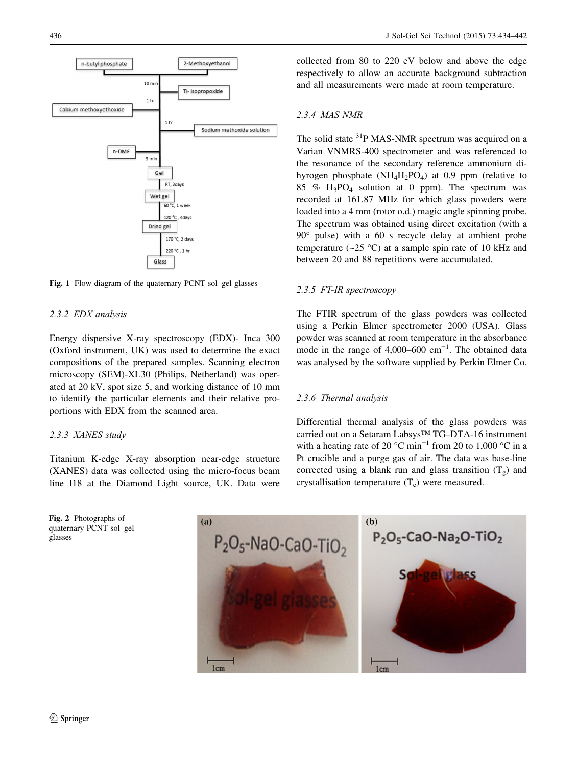Fig. 1 Flow diagram of the quaternary PCNT sol–gel glasses

### 2.3.2 EDX analysis

Energy dispersive X-ray spectroscopy (EDX)- Inca 300 (Oxford instrument, UK) was used to determine the exact compositions of the prepared samples. Scanning electron microscopy (SEM)-XL30 (Philips, Netherland) was operated at 20 kV, spot size 5, and working distance of 10 mm to identify the particular elements and their relative proportions with EDX from the scanned area.

### 2.3.3 XANES study

Titanium K-edge X-ray absorption near-edge structure (XANES) data was collected using the micro-focus beam line I18 at the Diamond Light source, UK. Data were collected from 80 to 220 eV below and above the edge respectively to allow an accurate background subtraction and all measurements were made at room temperature.

### 2.3.4 MAS NMR

The solid state $^{31}P$ MAS-NMR spectrum was acquired on a Varian VNMRS-400 spectrometer and was referenced to the resonance of the secondary reference ammonium dihyrogen phosphate ($NH_4H_2PO_4$) at 0.9 ppm (relative to 85 % $H_3PO_4$ solution at 0 ppm). The spectrum was recorded at 161.87 MHz for which glass powders were loaded into a 4 mm (rotor o.d.) magic angle spinning probe. The spectrum was obtained using direct excitation (with a 90° pulse) with a 60 s recycle delay at ambient probe temperature (~25 °C) at a sample spin rate of 10 kHz and between 20 and 88 repetitions were accumulated.

### 2.3.5 FT-IR spectroscopy

The FTIR spectrum of the glass powders was collected using a Perkin Elmer spectrometer 2000 (USA). Glass powder was scanned at room temperature in the absorbance mode in the range of 4,000–600 $cm^{-1}$. The obtained data was analysed by the software supplied by Perkin Elmer Co.

### 2.3.6 Thermal analysis

Differential thermal analysis of the glass powders was carried out on a Setaram Labsys™ TG–DTA-16 instrument with a heating rate of 20 °C $min^{-1}$ from 20 to 1,000 °C in a Pt crucible and a purge gas of air. The data was base-line corrected using a blank run and glass transition ($T_g$) and crystallisation temperature ($T_c$) were measured.

Fig. 2 Photographs of quaternary PCNT sol–gel glasses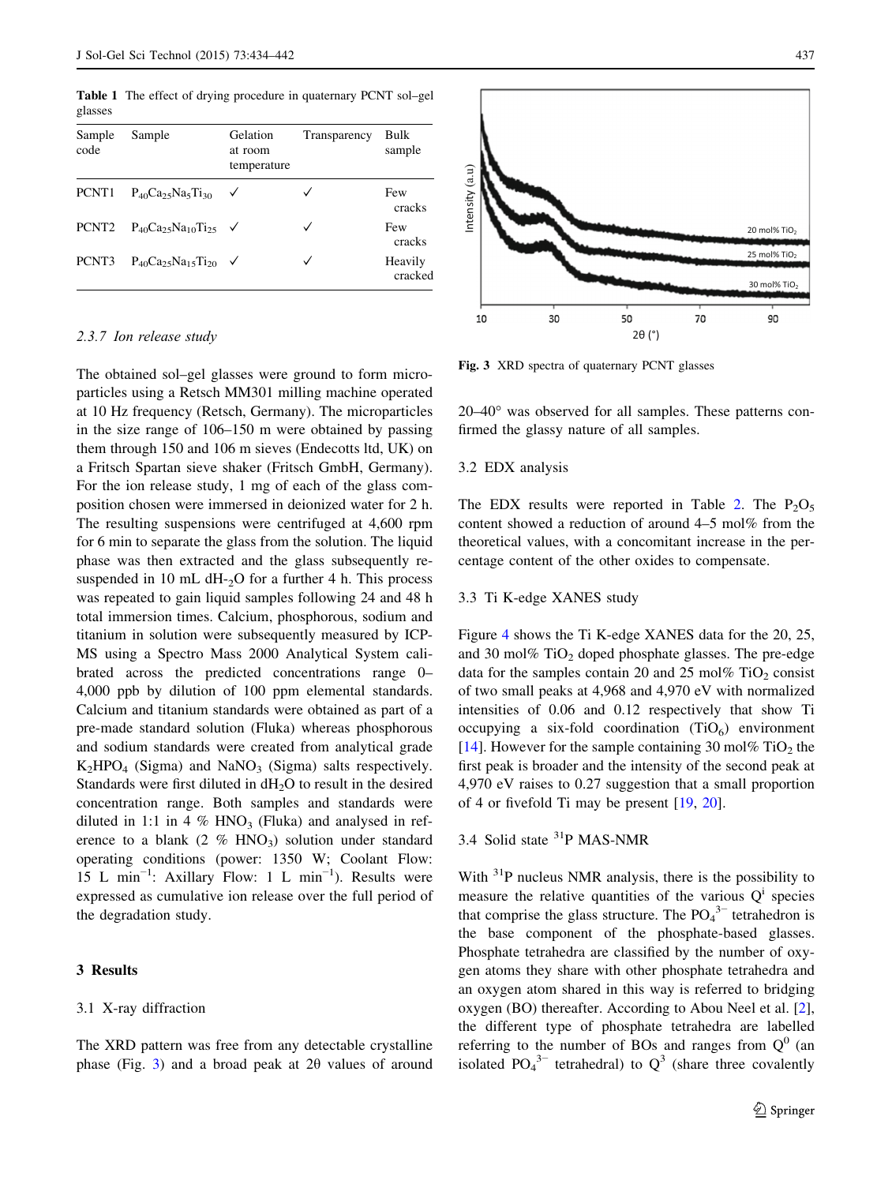**Table 1** The effect of drying procedure in quaternary PCNT sol–gel glasses

| Sample code | Sample | Gelation at room temperature | Transparency | Bulk sample |
| --- | --- | --- | --- | --- |
| PCNT1 | $P_{40}Ca_{25}Na_{5}Ti_{30}$ | ✓ | ✓ | Few cracks |
| PCNT2 | $P_{40}Ca_{25}Na_{10}Ti_{25}$ | ✓ | ✓ | Few cracks |
| PCNT3 | $P_{40}Ca_{25}Na_{15}Ti_{20}$ | ✓ | ✓ | Heavily cracked |

*2.3.7 Ion release study*

The obtained sol–gel glasses were ground to form microparticles using a Retsch MM301 milling machine operated at 10 Hz frequency (Retsch, Germany). The microparticles in the size range of 106–150 m were obtained by passing them through 150 and 106 m sieves (Endecotts ltd, UK) on a Fritsch Spartan sieve shaker (Fritsch GmbH, Germany). For the ion release study, 1 mg of each of the glass composition chosen were immersed in deionized water for 2 h. The resulting suspensions were centrifuged at 4,600 rpm for 6 min to separate the glass from the solution. The liquid phase was then extracted and the glass subsequently re-suspended in 10 mL $dH_2O$ for a further 4 h. This process was repeated to gain liquid samples following 24 and 48 h total immersion times. Calcium, phosphorous, sodium and titanium in solution were subsequently measured by ICP-MS using a Spectro Mass 2000 Analytical System calibrated across the predicted concentrations range 0–4,000 ppb by dilution of 100 ppm elemental standards. Calcium and titanium standards were obtained as part of a pre-made standard solution (Fluka) whereas phosphorous and sodium standards were created from analytical grade $K_2HPO_4$ (Sigma) and $NaNO_3$ (Sigma) salts respectively. Standards were first diluted in $dH_2O$ to result in the desired concentration range. Both samples and standards were diluted in 1:1 in 4 % $HNO_3$ (Fluka) and analysed in reference to a blank (2 % $HNO_3$) solution under standard operating conditions (power: 1350 W; Coolant Flow: 15 L $min^{-1}$: Axillary Flow: 1 L $min^{-1}$). Results were expressed as cumulative ion release over the full period of the degradation study.

## 3 Results

### 3.1 X-ray diffraction

The XRD pattern was free from any detectable crystalline phase (Fig. 3) and a broad peak at 2θ values of around 20–40° was observed for all samples. These patterns confirmed the glassy nature of all samples.

Fig. 3 XRD spectra of quaternary PCNT glasses

### 3.2 EDX analysis

The EDX results were reported in Table 2. The $P_2O_5$ content showed a reduction of around 4–5 mol% from the theoretical values, with a concomitant increase in the percentage content of the other oxides to compensate.

### 3.3 Ti K-edge XANES study

Figure 4 shows the Ti K-edge XANES data for the 20, 25, and 30 mol% $TiO_2$ doped phosphate glasses. The pre-edge data for the samples contain 20 and 25 mol% $TiO_2$ consist of two small peaks at 4,968 and 4,970 eV with normalized intensities of 0.06 and 0.12 respectively that show Ti occupying a six-fold coordination ($TiO_6$) environment [14]. However for the sample containing 30 mol% $TiO_2$ the first peak is broader and the intensity of the second peak at 4,970 eV raises to 0.27 suggestion that a small proportion of 4 or fivefold Ti may be present [19, 20].

### 3.4 Solid state $^{31}$P MAS-NMR

With $^{31}$P nucleus NMR analysis, there is the possibility to measure the relative quantities of the various $Q^i$ species that comprise the glass structure. The $PO_4^{3-}$ tetrahedron is the base component of the phosphate-based glasses. Phosphate tetrahedra are classified by the number of oxygen atoms they share with other phosphate tetrahedra and an oxygen atom shared in this way is referred to bridging oxygen (BO) thereafter. According to Abou Neel et al. [2], the different type of phosphate tetrahedra are labelled referring to the number of BOs and ranges from $Q^0$ (an isolated $PO_4^{3-}$ tetrahedral) to $Q^3$ (share three covalently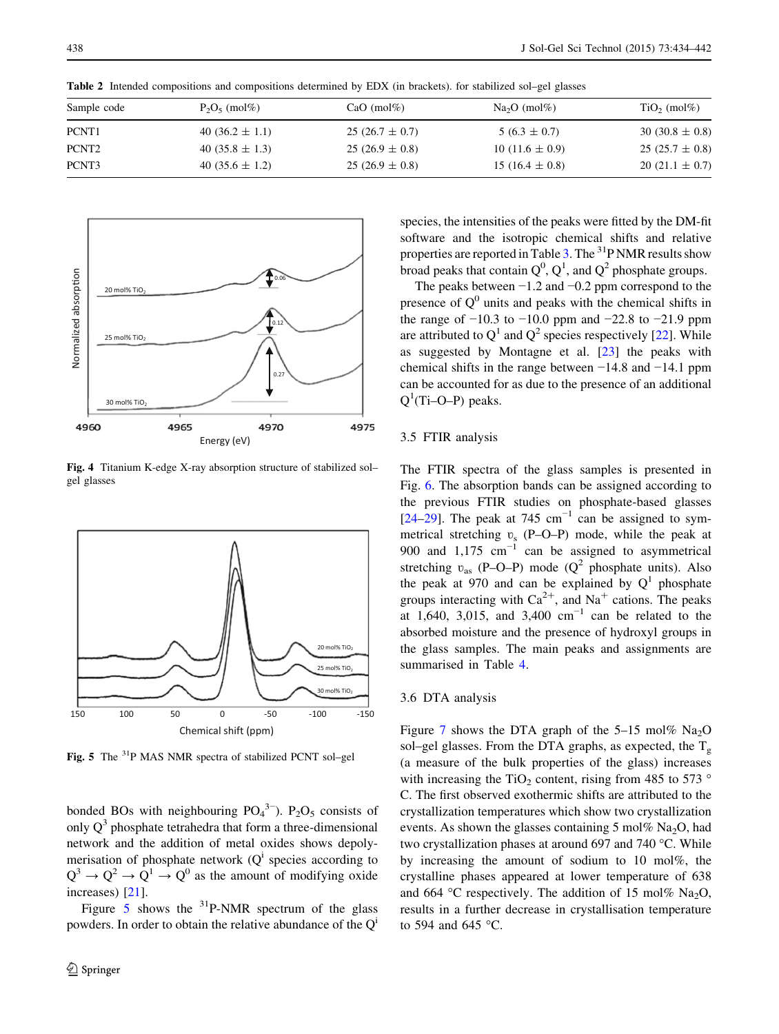**Table 2** Intended compositions and compositions determined by EDX (in brackets). for stabilized sol–gel glasses

| Sample code | $P_2O_5$ (mol%) | CaO (mol%) | $Na_2O$ (mol%) | $TiO_2$ (mol%) |
|---|---|---|---|---|
| PCNT1 | 40 (36.2 ± 1.1) | 25 (26.7 ± 0.7) | 5 (6.3 ± 0.7) | 30 (30.8 ± 0.8) |
| PCNT2 | 40 (35.8 ± 1.3) | 25 (26.9 ± 0.8) | 10 (11.6 ± 0.9) | 25 (25.7 ± 0.8) |
| PCNT3 | 40 (35.6 ± 1.2) | 25 (26.9 ± 0.8) | 15 (16.4 ± 0.8) | 20 (21.1 ± 0.7) |

**Fig. 4** Titanium K-edge X-ray absorption structure of stabilized sol–gel glasses

**Fig. 5** The $^{31}$P MAS NMR spectra of stabilized PCNT sol–gel

bonded BOs with neighbouring $PO_4^{3-}$). $P_2O_5$ consists of only $Q^3$ phosphate tetrahedra that form a three-dimensional network and the addition of metal oxides shows depolymerisation of phosphate network ($Q^i$ species according to $Q^3 \rightarrow Q^2 \rightarrow Q^1 \rightarrow Q^0$ as the amount of modifying oxide increases) [21].

Figure 5 shows the $^{31}$P-NMR spectrum of the glass powders. In order to obtain the relative abundance of the $Q^i$ species, the intensities of the peaks were fitted by the DM-fit software and the isotropic chemical shifts and relative properties are reported in Table 3. The $^{31}$P NMR results show broad peaks that contain $Q^0$, $Q^1$, and $Q^2$ phosphate groups.

The peaks between −1.2 and −0.2 ppm correspond to the presence of $Q^0$ units and peaks with the chemical shifts in the range of −10.3 to −10.0 ppm and −22.8 to −21.9 ppm are attributed to $Q^1$ and $Q^2$ species respectively [22]. While as suggested by Montagne et al. [23] the peaks with chemical shifts in the range between −14.8 and −14.1 ppm can be accounted for as due to the presence of an additional $Q^1$(Ti–O–P) peaks.

### 3.5 FTIR analysis

The FTIR spectra of the glass samples is presented in Fig. 6. The absorption bands can be assigned according to the previous FTIR studies on phosphate-based glasses [24–29]. The peak at 745 $cm^{-1}$ can be assigned to symmetrical stretching $\upsilon_s$ (P–O–P) mode, while the peak at 900 and 1,175 $cm^{-1}$ can be assigned to asymmetrical stretching $\upsilon_{as}$ (P–O–P) mode ($Q^2$ phosphate units). Also the peak at 970 and can be explained by $Q^1$ phosphate groups interacting with $Ca^{2+}$, and $Na^+$ cations. The peaks at 1,640, 3,015, and 3,400 $cm^{-1}$ can be related to the absorbed moisture and the presence of hydroxyl groups in the glass samples. The main peaks and assignments are summarised in Table 4.

### 3.6 DTA analysis

Figure 7 shows the DTA graph of the 5–15 mol% $Na_2O$ sol–gel glasses. From the DTA graphs, as expected, the $T_g$ (a measure of the bulk properties of the glass) increases with increasing the $TiO_2$ content, rising from 485 to 573 ° C. The first observed exothermic shifts are attributed to the crystallization temperatures which show two crystallization events. As shown the glasses containing 5 mol% $Na_2O$, had two crystallization phases at around 697 and 740 °C. While by increasing the amount of sodium to 10 mol%, the crystalline phases appeared at lower temperature of 638 and 664 °C respectively. The addition of 15 mol% $Na_2O$, results in a further decrease in crystallisation temperature to 594 and 645 °C.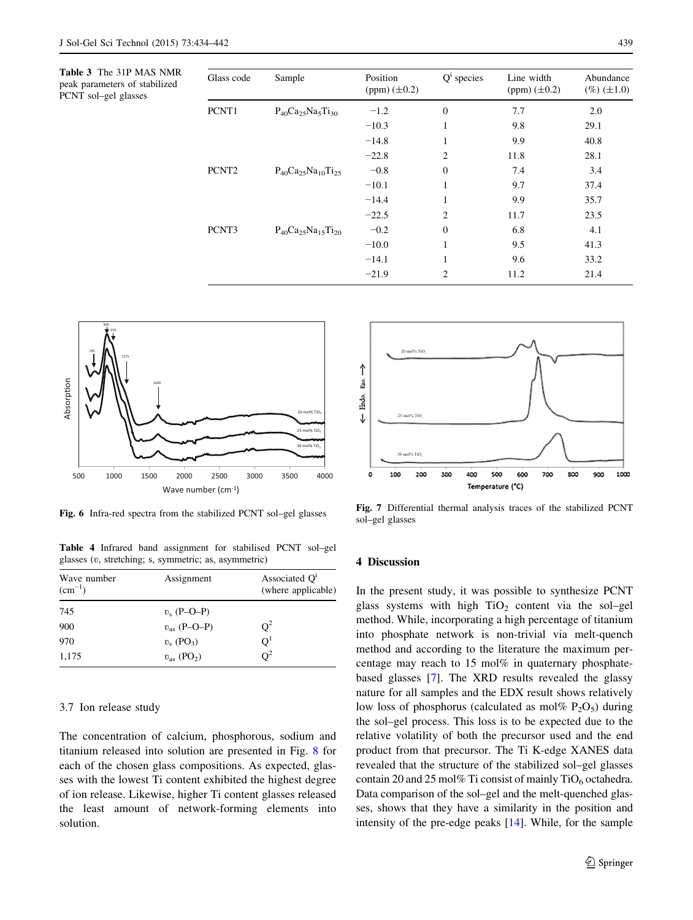**Table 3** The 31P MAS NMR peak parameters of stabilized PCNT sol–gel glasses

| Glass code | Sample | Position (ppm) (±0.2) | $Q^i$ species | Line width (ppm) (±0.2) | Abundance (%) (±1.0) |
|---|---|---|---|---|---|
| PCNT1 | $P_{40}Ca_{25}Na_5Ti_{30}$ | −1.2 | 0 | 7.7 | 2.0 |
| | | −10.3 | 1 | 9.8 | 29.1 |
| | | −14.8 | 1 | 9.9 | 40.8 |
| | | −22.8 | 2 | 11.8 | 28.1 |
| PCNT2 | $P_{40}Ca_{25}Na_{10}Ti_{25}$ | −0.8 | 0 | 7.4 | 3.4 |
| | | −10.1 | 1 | 9.7 | 37.4 |
| | | −14.4 | 1 | 9.9 | 35.7 |
| | | −22.5 | 2 | 11.7 | 23.5 |
| PCNT3 | $P_{40}Ca_{25}Na_{15}Ti_{20}$ | −0.2 | 0 | 6.8 | 4.1 |
| | | −10.0 | 1 | 9.5 | 41.3 |
| | | −14.1 | 1 | 9.6 | 33.2 |
| | | −21.9 | 2 | 11.2 | 21.4 |

**Fig. 6** Infra-red spectra from the stabilized PCNT sol–gel glasses

**Fig. 7** Differential thermal analysis traces of the stabilized PCNT sol–gel glasses

**Table 4** Infrared band assignment for stabilised PCNT sol–gel glasses (υ, stretching; s, symmetric; as, asymmetric)

| Wave number ($cm^{-1}$) | Assignment | Associated $Q^i$ (where applicable) |
|---|---|---|
| 745 | $υ_s$ (P–O–P) | |
| 900 | $υ_{as}$ (P–O–P) | $Q^2$ |
| 970 | $υ_s$ ($PO_3$) | $Q^1$ |
| 1,175 | $υ_{as}$ ($PO_2$) | $Q^2$ |

### 3.7 Ion release study

The concentration of calcium, phosphorous, sodium and titanium released into solution are presented in Fig. 8 for each of the chosen glass compositions. As expected, glasses with the lowest Ti content exhibited the highest degree of ion release. Likewise, higher Ti content glasses released the least amount of network-forming elements into solution.

## 4 Discussion

In the present study, it was possible to synthesize PCNT glass systems with high $TiO_2$ content via the sol–gel method. While, incorporating a high percentage of titanium into phosphate network is non-trivial via melt-quench method and according to the literature the maximum percentage may reach to 15 mol% in quaternary phosphate-based glasses [7]. The XRD results revealed the glassy nature for all samples and the EDX result shows relatively low loss of phosphorus (calculated as mol% $P_2O_5$) during the sol–gel process. This loss is to be expected due to the relative volatility of both the precursor used and the end product from that precursor. The Ti K-edge XANES data revealed that the structure of the stabilized sol–gel glasses contain 20 and 25 mol% Ti consist of mainly $TiO_6$ octahedra. Data comparison of the sol–gel and the melt-quenched glasses, shows that they have a similarity in the position and intensity of the pre-edge peaks [14]. While, for the sample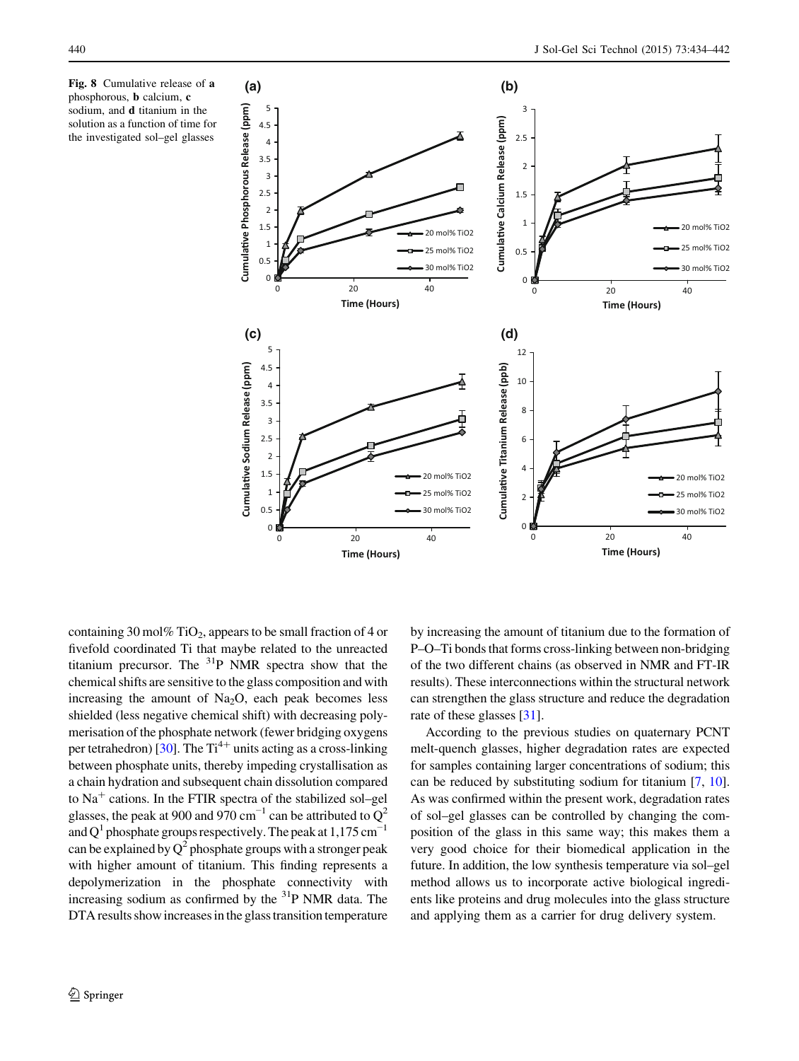**Fig. 8** Cumulative release of **a** phosphorous, **b** calcium, **c** sodium, and **d** titanium in the solution as a function of time for the investigated sol–gel glasses

containing 30 mol% $TiO_2$, appears to be small fraction of 4 or fivefold coordinated Ti that maybe related to the unreacted titanium precursor. The $^{31}P$ NMR spectra show that the chemical shifts are sensitive to the glass composition and with increasing the amount of $Na_2O$, each peak becomes less shielded (less negative chemical shift) with decreasing polymerisation of the phosphate network (fewer bridging oxygens per tetrahedron) [30]. The $Ti^{4+}$ units acting as a cross-linking between phosphate units, thereby impeding crystallisation as a chain hydration and subsequent chain dissolution compared to $Na^+$ cations. In the FTIR spectra of the stabilized sol–gel glasses, the peak at 900 and 970 $cm^{-1}$ can be attributed to $Q^2$ and $Q^1$ phosphate groups respectively. The peak at 1,175 $cm^{-1}$ can be explained by $Q^2$ phosphate groups with a stronger peak with higher amount of titanium. This finding represents a depolymerization in the phosphate connectivity with increasing sodium as confirmed by the $^{31}P$ NMR data. The DTA results show increases in the glass transition temperature by increasing the amount of titanium due to the formation of P–O–Ti bonds that forms cross-linking between non-bridging of the two different chains (as observed in NMR and FT-IR results). These interconnections within the structural network can strengthen the glass structure and reduce the degradation rate of these glasses [31].

According to the previous studies on quaternary PCNT melt-quench glasses, higher degradation rates are expected for samples containing larger concentrations of sodium; this can be reduced by substituting sodium for titanium [7, 10]. As was confirmed within the present work, degradation rates of sol–gel glasses can be controlled by changing the composition of the glass in this same way; this makes them a very good choice for their biomedical application in the future. In addition, the low synthesis temperature via sol–gel method allows us to incorporate active biological ingredients like proteins and drug molecules into the glass structure and applying them as a carrier for drug delivery system.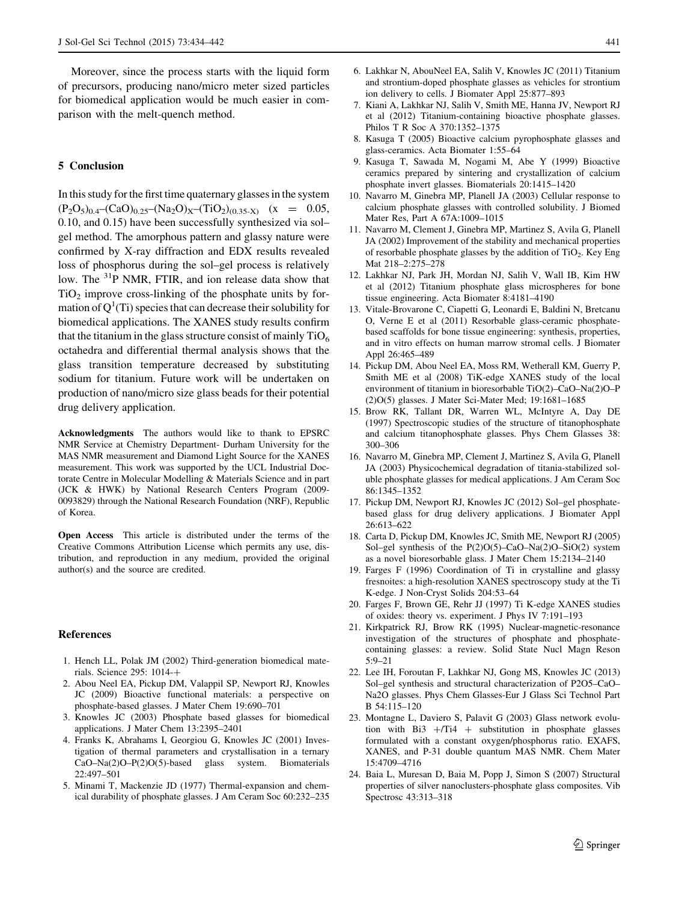Moreover, since the process starts with the liquid form of precursors, producing nano/micro meter sized particles for biomedical application would be much easier in comparison with the melt-quench method.

## 5 Conclusion

In this study for the first time quaternary glasses in the system $(P_2O_5)_{0.4}$–$(CaO)_{0.25}$–$(Na_2O)_X$–$(TiO_2)_{(0.35\text{-}X)}$ (x = 0.05, 0.10, and 0.15) have been successfully synthesized via sol–gel method. The amorphous pattern and glassy nature were confirmed by X-ray diffraction and EDX results revealed loss of phosphorus during the sol–gel process is relatively low. The $^{31}P$ NMR, FTIR, and ion release data show that $TiO_2$ improve cross-linking of the phosphate units by formation of $Q^1(Ti)$ species that can decrease their solubility for biomedical applications. The XANES study results confirm that the titanium in the glass structure consist of mainly $TiO_6$ octahedra and differential thermal analysis shows that the glass transition temperature decreased by substituting sodium for titanium. Future work will be undertaken on production of nano/micro size glass beads for their potential drug delivery application.

**Acknowledgments** The authors would like to thank to EPSRC NMR Service at Chemistry Department- Durham University for the MAS NMR measurement and Diamond Light Source for the XANES measurement. This work was supported by the UCL Industrial Doctorate Centre in Molecular Modelling & Materials Science and in part (JCK & HWK) by National Research Centers Program (2009-0093829) through the National Research Foundation (NRF), Republic of Korea.

**Open Access** This article is distributed under the terms of the Creative Commons Attribution License which permits any use, distribution, and reproduction in any medium, provided the original author(s) and the source are credited.

## References

1. Hench LL, Polak JM (2002) Third-generation biomedical materials. Science 295: 1014-+
2. Abou Neel EA, Pickup DM, Valappil SP, Newport RJ, Knowles JC (2009) Bioactive functional materials: a perspective on phosphate-based glasses. J Mater Chem 19:690–701
3. Knowles JC (2003) Phosphate based glasses for biomedical applications. J Mater Chem 13:2395–2401
4. Franks K, Abrahams I, Georgiou G, Knowles JC (2001) Investigation of thermal parameters and crystallisation in a ternary CaO–Na(2)O–P(2)O(5)-based glass system. Biomaterials 22:497–501
5. Minami T, Mackenzie JD (1977) Thermal-expansion and chemical durability of phosphate glasses. J Am Ceram Soc 60:232–235
6. Lakhkar N, AbouNeel EA, Salih V, Knowles JC (2011) Titanium and strontium-doped phosphate glasses as vehicles for strontium ion delivery to cells. J Biomater Appl 25:877–893
7. Kiani A, Lakhkar NJ, Salih V, Smith ME, Hanna JV, Newport RJ et al (2012) Titanium-containing bioactive phosphate glasses. Philos T R Soc A 370:1352–1375
8. Kasuga T (2005) Bioactive calcium pyrophosphate glasses and glass-ceramics. Acta Biomater 1:55–64
9. Kasuga T, Sawada M, Nogami M, Abe Y (1999) Bioactive ceramics prepared by sintering and crystallization of calcium phosphate invert glasses. Biomaterials 20:1415–1420
10. Navarro M, Ginebra MP, Planell JA (2003) Cellular response to calcium phosphate glasses with controlled solubility. J Biomed Mater Res, Part A 67A:1009–1015
11. Navarro M, Clement J, Ginebra MP, Martinez S, Avila G, Planell JA (2002) Improvement of the stability and mechanical properties of resorbable phosphate glasses by the addition of $TiO_2$. Key Eng Mat 218–2:275–278
12. Lakhkar NJ, Park JH, Mordan NJ, Salih V, Wall IB, Kim HW et al (2012) Titanium phosphate glass microspheres for bone tissue engineering. Acta Biomater 8:4181–4190
13. Vitale-Brovarone C, Ciapetti G, Leonardi E, Baldini N, Bretcanu O, Verne E et al (2011) Resorbable glass-ceramic phosphate-based scaffolds for bone tissue engineering: synthesis, properties, and in vitro effects on human marrow stromal cells. J Biomater Appl 26:465–489
14. Pickup DM, Abou Neel EA, Moss RM, Wetherall KM, Guerry P, Smith ME et al (2008) TiK-edge XANES study of the local environment of titanium in bioresorbable TiO(2)–CaO–Na(2)O–P(2)O(5) glasses. J Mater Sci-Mater Med; 19:1681–1685
15. Brow RK, Tallant DR, Warren WL, McIntyre A, Day DE (1997) Spectroscopic studies of the structure of titanophosphate and calcium titanophosphate glasses. Phys Chem Glasses 38: 300–306
16. Navarro M, Ginebra MP, Clement J, Martinez S, Avila G, Planell JA (2003) Physicochemical degradation of titania-stabilized soluble phosphate glasses for medical applications. J Am Ceram Soc 86:1345–1352
17. Pickup DM, Newport RJ, Knowles JC (2012) Sol–gel phosphate-based glass for drug delivery applications. J Biomater Appl 26:613–622
18. Carta D, Pickup DM, Knowles JC, Smith ME, Newport RJ (2005) Sol–gel synthesis of the P(2)O(5)–CaO–Na(2)O–SiO(2) system as a novel bioresorbable glass. J Mater Chem 15:2134–2140
19. Farges F (1996) Coordination of Ti in crystalline and glassy fresnoites: a high-resolution XANES spectroscopy study at the Ti K-edge. J Non-Cryst Solids 204:53–64
20. Farges F, Brown GE, Rehr JJ (1997) Ti K-edge XANES studies of oxides: theory vs. experiment. J Phys IV 7:191–193
21. Kirkpatrick RJ, Brow RK (1995) Nuclear-magnetic-resonance investigation of the structures of phosphate and phosphate-containing glasses: a review. Solid State Nucl Magn Reson 5:9–21
22. Lee IH, Foroutan F, Lakhkar NJ, Gong MS, Knowles JC (2013) Sol–gel synthesis and structural characterization of P2O5–CaO–Na2O glasses. Phys Chem Glasses-Eur J Glass Sci Technol Part B 54:115–120
23. Montagne L, Daviero S, Palavit G (2003) Glass network evolution with Bi3 +/Ti4 + substitution in phosphate glasses formulated with a constant oxygen/phosphorus ratio. EXAFS, XANES, and P-31 double quantum MAS NMR. Chem Mater 15:4709–4716
24. Baia L, Muresan D, Baia M, Popp J, Simon S (2007) Structural properties of silver nanoclusters-phosphate glass composites. Vib Spectrosc 43:313–318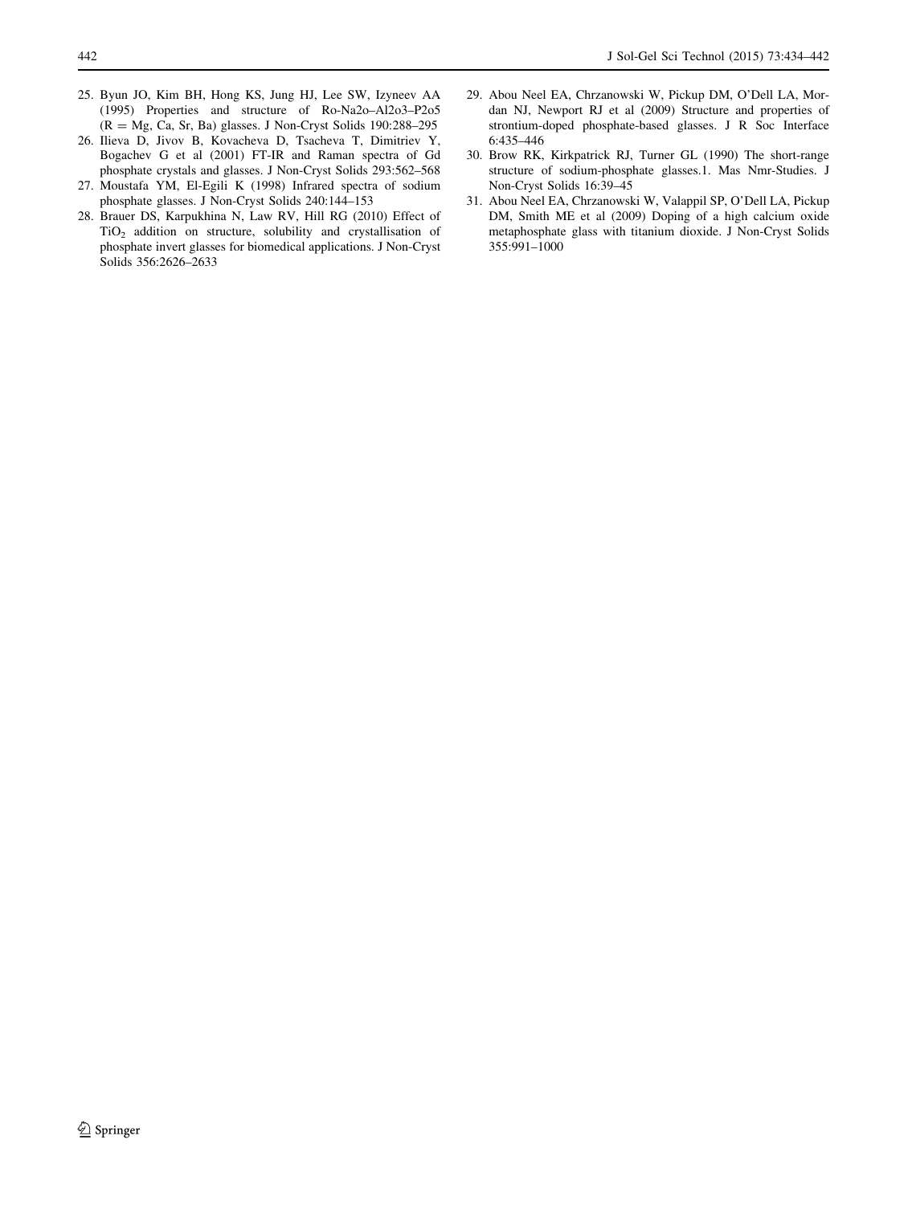25. Byun JO, Kim BH, Hong KS, Jung HJ, Lee SW, Izyneev AA (1995) Properties and structure of Ro-Na2o–Al2o3–P2o5 (R = Mg, Ca, Sr, Ba) glasses. J Non-Cryst Solids 190:288–295
26. Ilieva D, Jivov B, Kovacheva D, Tsacheva T, Dimitriev Y, Bogachev G et al (2001) FT-IR and Raman spectra of Gd phosphate crystals and glasses. J Non-Cryst Solids 293:562–568
27. Moustafa YM, El-Egili K (1998) Infrared spectra of sodium phosphate glasses. J Non-Cryst Solids 240:144–153
28. Brauer DS, Karpukhina N, Law RV, Hill RG (2010) Effect of $TiO_2$ addition on structure, solubility and crystallisation of phosphate invert glasses for biomedical applications. J Non-Cryst Solids 356:2626–2633
29. Abou Neel EA, Chrzanowski W, Pickup DM, O'Dell LA, Mordan NJ, Newport RJ et al (2009) Structure and properties of strontium-doped phosphate-based glasses. J R Soc Interface 6:435–446
30. Brow RK, Kirkpatrick RJ, Turner GL (1990) The short-range structure of sodium-phosphate glasses.1. Mas Nmr-Studies. J Non-Cryst Solids 16:39–45
31. Abou Neel EA, Chrzanowski W, Valappil SP, O'Dell LA, Pickup DM, Smith ME et al (2009) Doping of a high calcium oxide metaphosphate glass with titanium dioxide. J Non-Cryst Solids 355:991–1000